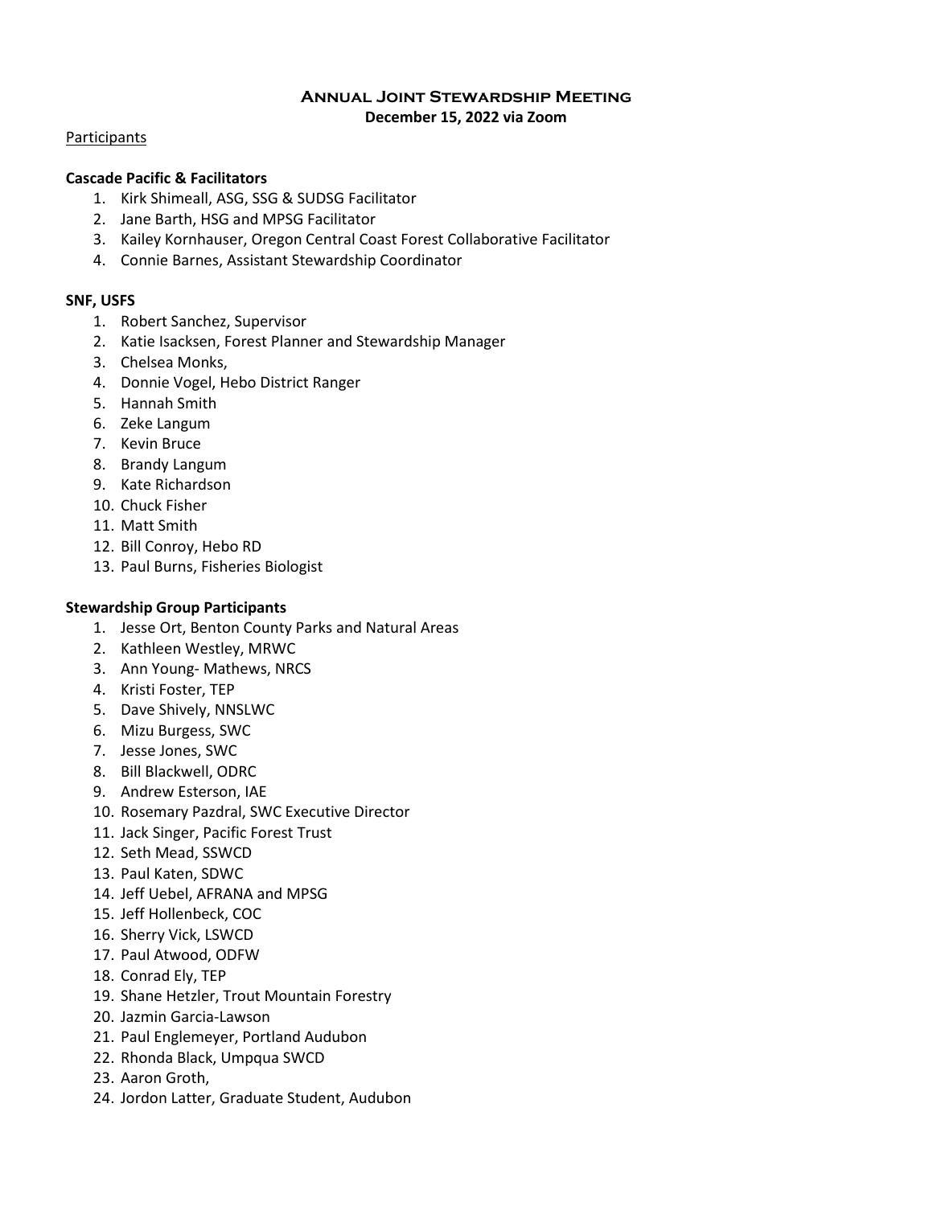# Annual Joint Stewardship Meeting

**December 15, 2022 via Zoom**

Participants

**Cascade Pacific & Facilitators**

1. Kirk Shimeall, ASG, SSG & SUDSG Facilitator
2. Jane Barth, HSG and MPSG Facilitator
3. Kailey Kornhauser, Oregon Central Coast Forest Collaborative Facilitator
4. Connie Barnes, Assistant Stewardship Coordinator

**SNF, USFS**

1. Robert Sanchez, Supervisor
2. Katie Isacksen, Forest Planner and Stewardship Manager
3. Chelsea Monks,
4. Donnie Vogel, Hebo District Ranger
5. Hannah Smith
6. Zeke Langum
7. Kevin Bruce
8. Brandy Langum
9. Kate Richardson
10. Chuck Fisher
11. Matt Smith
12. Bill Conroy, Hebo RD
13. Paul Burns, Fisheries Biologist

**Stewardship Group Participants**

1. Jesse Ort, Benton County Parks and Natural Areas
2. Kathleen Westley, MRWC
3. Ann Young- Mathews, NRCS
4. Kristi Foster, TEP
5. Dave Shively, NNSLWC
6. Mizu Burgess, SWC
7. Jesse Jones, SWC
8. Bill Blackwell, ODRC
9. Andrew Esterson, IAE
10. Rosemary Pazdral, SWC Executive Director
11. Jack Singer, Pacific Forest Trust
12. Seth Mead, SSWCD
13. Paul Katen, SDWC
14. Jeff Uebel, AFRANA and MPSG
15. Jeff Hollenbeck, COC
16. Sherry Vick, LSWCD
17. Paul Atwood, ODFW
18. Conrad Ely, TEP
19. Shane Hetzler, Trout Mountain Forestry
20. Jazmin Garcia-Lawson
21. Paul Englemeyer, Portland Audubon
22. Rhonda Black, Umpqua SWCD
23. Aaron Groth,
24. Jordon Latter, Graduate Student, Audubon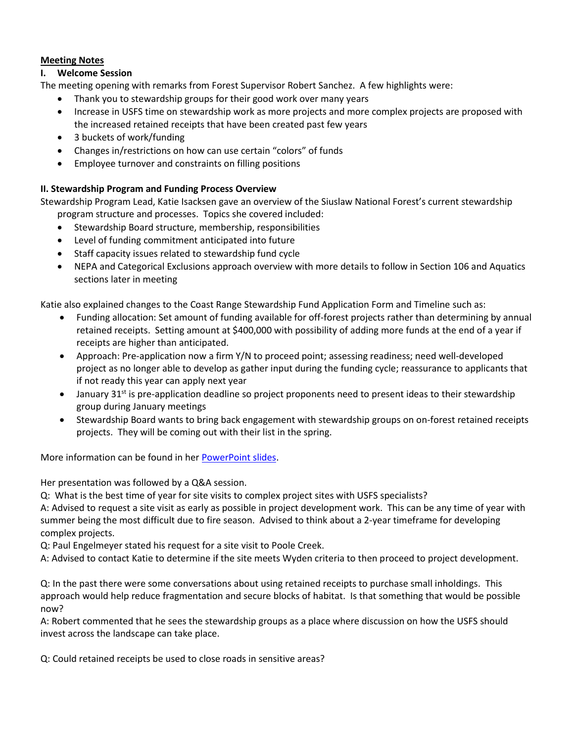**<u>Meeting Notes</u>**

## I. Welcome Session

The meeting opening with remarks from Forest Supervisor Robert Sanchez. A few highlights were:

- Thank you to stewardship groups for their good work over many years
- Increase in USFS time on stewardship work as more projects and more complex projects are proposed with the increased retained receipts that have been created past few years
- 3 buckets of work/funding
- Changes in/restrictions on how can use certain "colors" of funds
- Employee turnover and constraints on filling positions

## II. Stewardship Program and Funding Process Overview

Stewardship Program Lead, Katie Isacksen gave an overview of the Siuslaw National Forest's current stewardship program structure and processes. Topics she covered included:

- Stewardship Board structure, membership, responsibilities
- Level of funding commitment anticipated into future
- Staff capacity issues related to stewardship fund cycle
- NEPA and Categorical Exclusions approach overview with more details to follow in Section 106 and Aquatics sections later in meeting

Katie also explained changes to the Coast Range Stewardship Fund Application Form and Timeline such as:

- Funding allocation: Set amount of funding available for off-forest projects rather than determining by annual retained receipts. Setting amount at $400,000 with possibility of adding more funds at the end of a year if receipts are higher than anticipated.
- Approach: Pre-application now a firm Y/N to proceed point; assessing readiness; need well-developed project as no longer able to develop as gather input during the funding cycle; reassurance to applicants that if not ready this year can apply next year
- January 31st is pre-application deadline so project proponents need to present ideas to their stewardship group during January meetings
- Stewardship Board wants to bring back engagement with stewardship groups on on-forest retained receipts projects. They will be coming out with their list in the spring.

More information can be found in her [PowerPoint slides](#).

Her presentation was followed by a Q&A session.

Q: What is the best time of year for site visits to complex project sites with USFS specialists?

A: Advised to request a site visit as early as possible in project development work. This can be any time of year with summer being the most difficult due to fire season. Advised to think about a 2-year timeframe for developing complex projects.

Q: Paul Engelmeyer stated his request for a site visit to Poole Creek.

A: Advised to contact Katie to determine if the site meets Wyden criteria to then proceed to project development.

Q: In the past there were some conversations about using retained receipts to purchase small inholdings. This approach would help reduce fragmentation and secure blocks of habitat. Is that something that would be possible now?

A: Robert commented that he sees the stewardship groups as a place where discussion on how the USFS should invest across the landscape can take place.

Q: Could retained receipts be used to close roads in sensitive areas?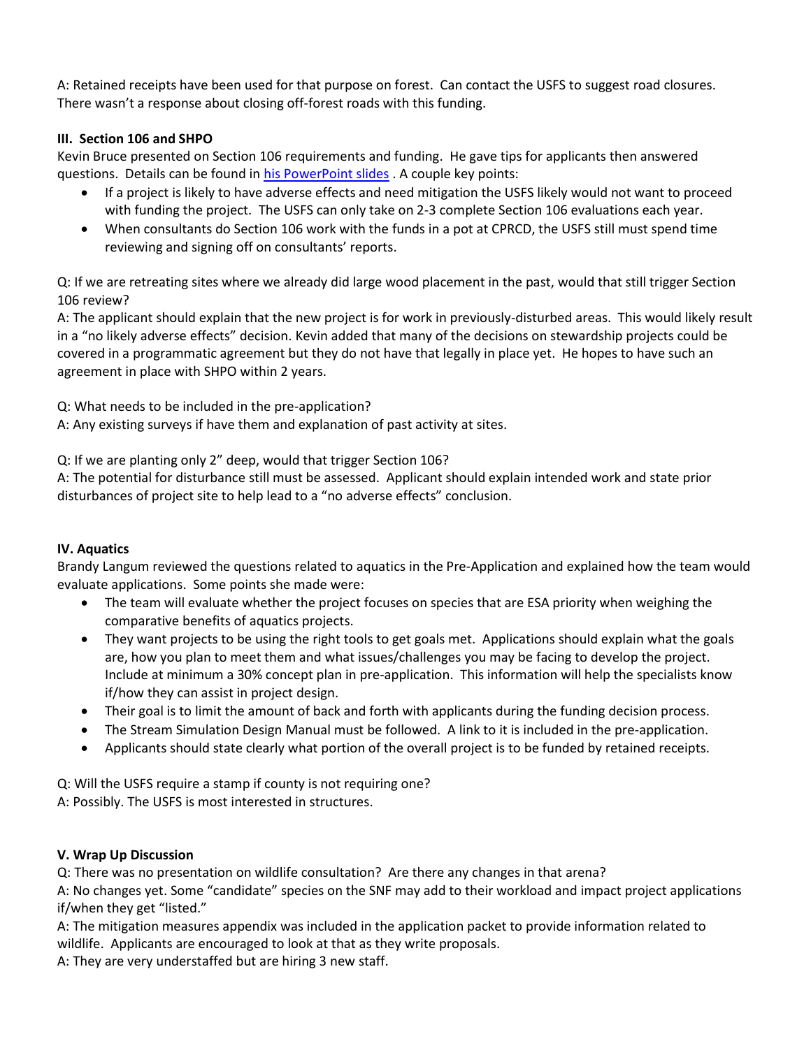A: Retained receipts have been used for that purpose on forest. Can contact the USFS to suggest road closures. There wasn't a response about closing off-forest roads with this funding.

**III. Section 106 and SHPO**

Kevin Bruce presented on Section 106 requirements and funding. He gave tips for applicants then answered questions. Details can be found in [his PowerPoint slides](#) . A couple key points:

- If a project is likely to have adverse effects and need mitigation the USFS likely would not want to proceed with funding the project. The USFS can only take on 2-3 complete Section 106 evaluations each year.
- When consultants do Section 106 work with the funds in a pot at CPRCD, the USFS still must spend time reviewing and signing off on consultants' reports.

Q: If we are retreating sites where we already did large wood placement in the past, would that still trigger Section 106 review?

A: The applicant should explain that the new project is for work in previously-disturbed areas. This would likely result in a "no likely adverse effects" decision. Kevin added that many of the decisions on stewardship projects could be covered in a programmatic agreement but they do not have that legally in place yet. He hopes to have such an agreement in place with SHPO within 2 years.

Q: What needs to be included in the pre-application?

A: Any existing surveys if have them and explanation of past activity at sites.

Q: If we are planting only 2" deep, would that trigger Section 106?

A: The potential for disturbance still must be assessed. Applicant should explain intended work and state prior disturbances of project site to help lead to a "no adverse effects" conclusion.

**IV. Aquatics**

Brandy Langum reviewed the questions related to aquatics in the Pre-Application and explained how the team would evaluate applications. Some points she made were:

- The team will evaluate whether the project focuses on species that are ESA priority when weighing the comparative benefits of aquatics projects.
- They want projects to be using the right tools to get goals met. Applications should explain what the goals are, how you plan to meet them and what issues/challenges you may be facing to develop the project. Include at minimum a 30% concept plan in pre-application. This information will help the specialists know if/how they can assist in project design.
- Their goal is to limit the amount of back and forth with applicants during the funding decision process.
- The Stream Simulation Design Manual must be followed. A link to it is included in the pre-application.
- Applicants should state clearly what portion of the overall project is to be funded by retained receipts.

Q: Will the USFS require a stamp if county is not requiring one?

A: Possibly. The USFS is most interested in structures.

**V. Wrap Up Discussion**

Q: There was no presentation on wildlife consultation? Are there any changes in that arena?

A: No changes yet. Some "candidate" species on the SNF may add to their workload and impact project applications if/when they get "listed."

A: The mitigation measures appendix was included in the application packet to provide information related to wildlife. Applicants are encouraged to look at that as they write proposals.

A: They are very understaffed but are hiring 3 new staff.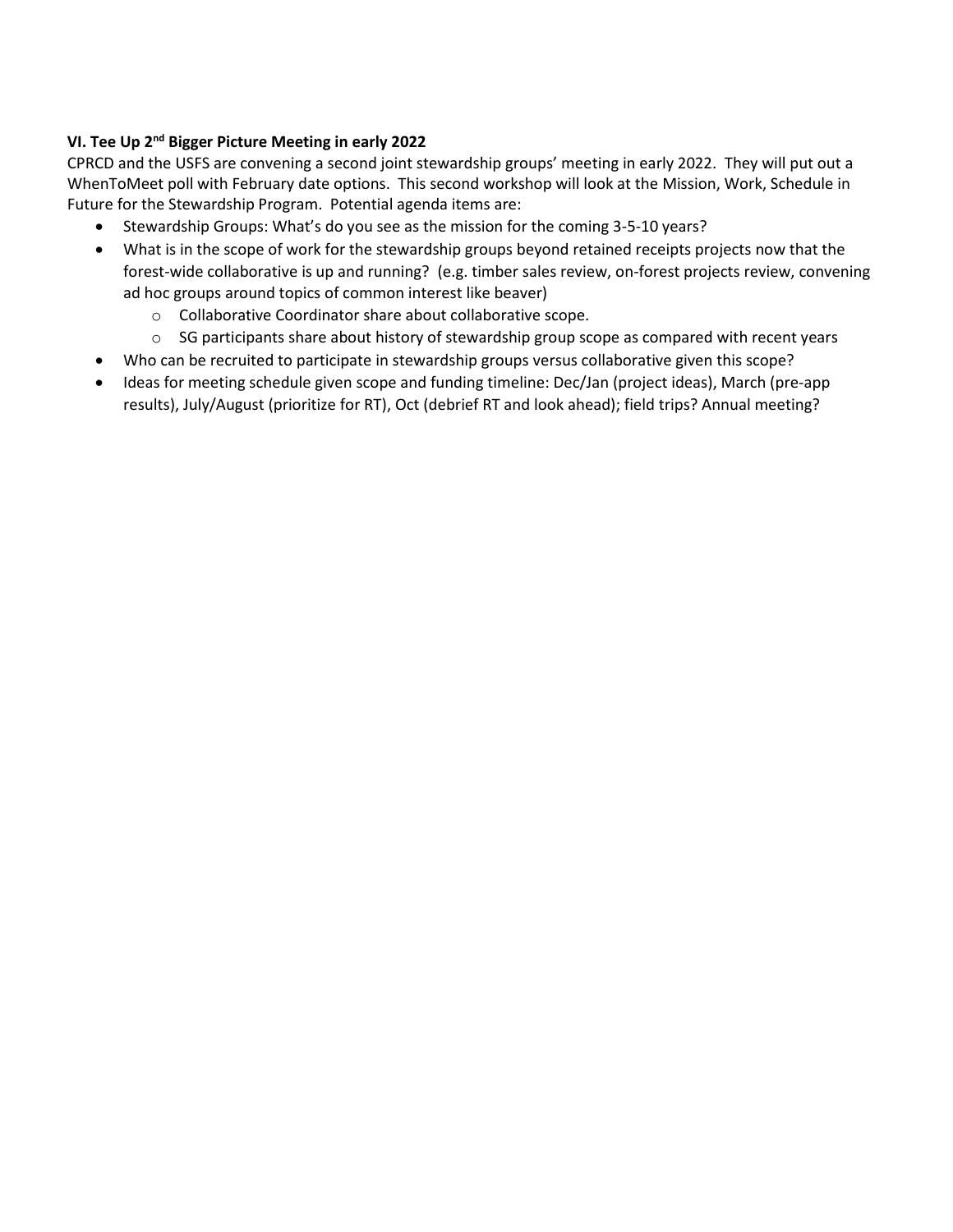**VI. Tee Up 2nd Bigger Picture Meeting in early 2022**

CPRCD and the USFS are convening a second joint stewardship groups' meeting in early 2022. They will put out a WhenToMeet poll with February date options. This second workshop will look at the Mission, Work, Schedule in Future for the Stewardship Program. Potential agenda items are:

- Stewardship Groups: What's do you see as the mission for the coming 3-5-10 years?
- What is in the scope of work for the stewardship groups beyond retained receipts projects now that the forest-wide collaborative is up and running? (e.g. timber sales review, on-forest projects review, convening ad hoc groups around topics of common interest like beaver)
  - Collaborative Coordinator share about collaborative scope.
  - SG participants share about history of stewardship group scope as compared with recent years
- Who can be recruited to participate in stewardship groups versus collaborative given this scope?
- Ideas for meeting schedule given scope and funding timeline: Dec/Jan (project ideas), March (pre-app results), July/August (prioritize for RT), Oct (debrief RT and look ahead); field trips? Annual meeting?